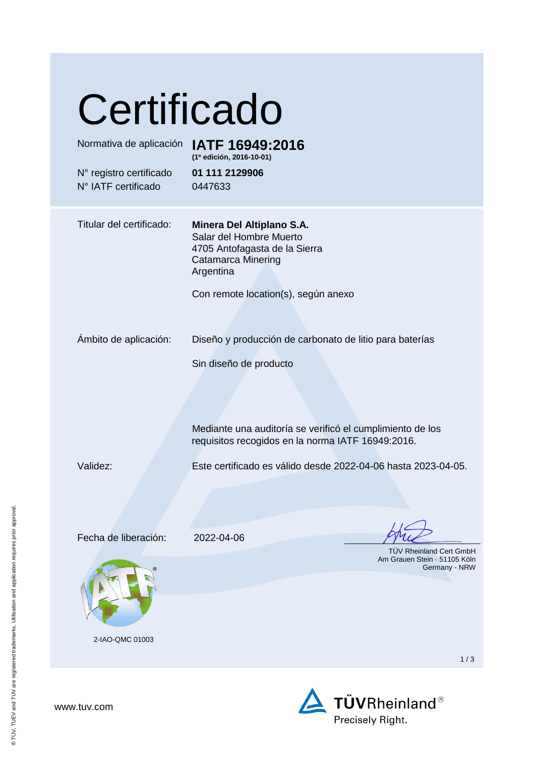# Certificado

| | |
|---|---|
| Normativa de aplicación | **IATF 16949:2016** |
| | **(1ª edición, 2016-10-01)** |
| N° registro certificado | **01 111 2129906** |
| N° IATF certificado | 0447633 |

Titular del certificado: **Minera Del Altiplano S.A.**
Salar del Hombre Muerto
4705 Antofagasta de la Sierra
Catamarca Minering
Argentina

Con remote location(s), según anexo

Ámbito de aplicación: Diseño y producción de carbonato de litio para baterías

Sin diseño de producto

Mediante una auditoría se verificó el cumplimiento de los requisitos recogidos en la norma IATF 16949:2016.

Validez: Este certificado es válido desde 2022-04-06 hasta 2023-04-05.

Fecha de liberación: 2022-04-06

TÜV Rheinland Cert GmbH
Am Grauen Stein · 51105 Köln
Germany - NRW

2-IAO-QMC 01003

www.tuv.com

TÜVRheinland®
Precisely Right.

® TÜV, TUEV and TUV are registered trademarks. Utilisation and application requires prior approval.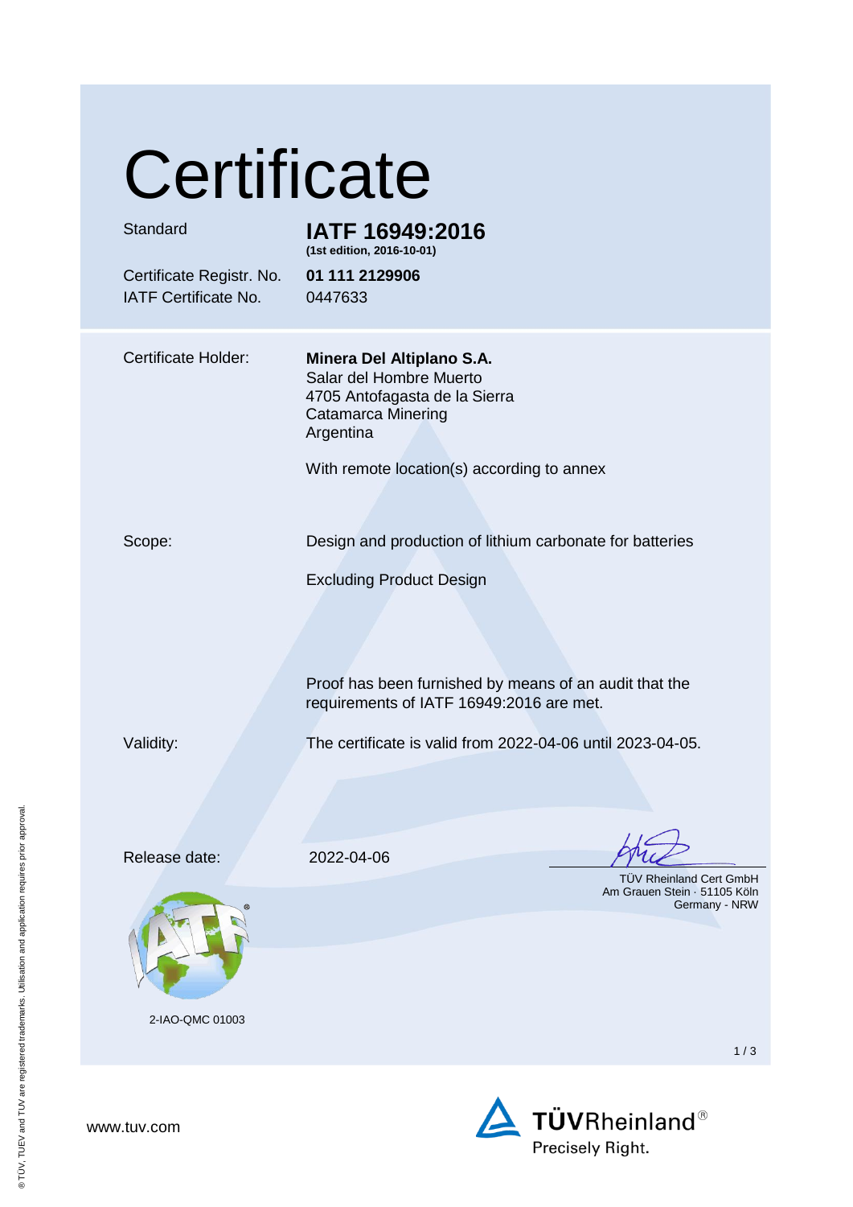# Certificate

| | |
|---|---|
| Standard | **IATF 16949:2016** **(1st edition, 2016-10-01)** |
| Certificate Registr. No. | **01 111 2129906** |
| IATF Certificate No. | 0447633 |

Certificate Holder: **Minera Del Altiplano S.A.**
Salar del Hombre Muerto
4705 Antofagasta de la Sierra
Catamarca Minering
Argentina

With remote location(s) according to annex

Scope: Design and production of lithium carbonate for batteries

Excluding Product Design

Proof has been furnished by means of an audit that the requirements of IATF 16949:2016 are met.

Validity: The certificate is valid from 2022-04-06 until 2023-04-05.

Release date: 2022-04-06

TÜV Rheinland Cert GmbH
Am Grauen Stein · 51105 Köln
Germany - NRW

2-IAO-QMC 01003

www.tuv.com

TÜVRheinland®
Precisely Right.

® TÜV, TUEV and TUV are registered trademarks. Utilisation and application requires prior approval.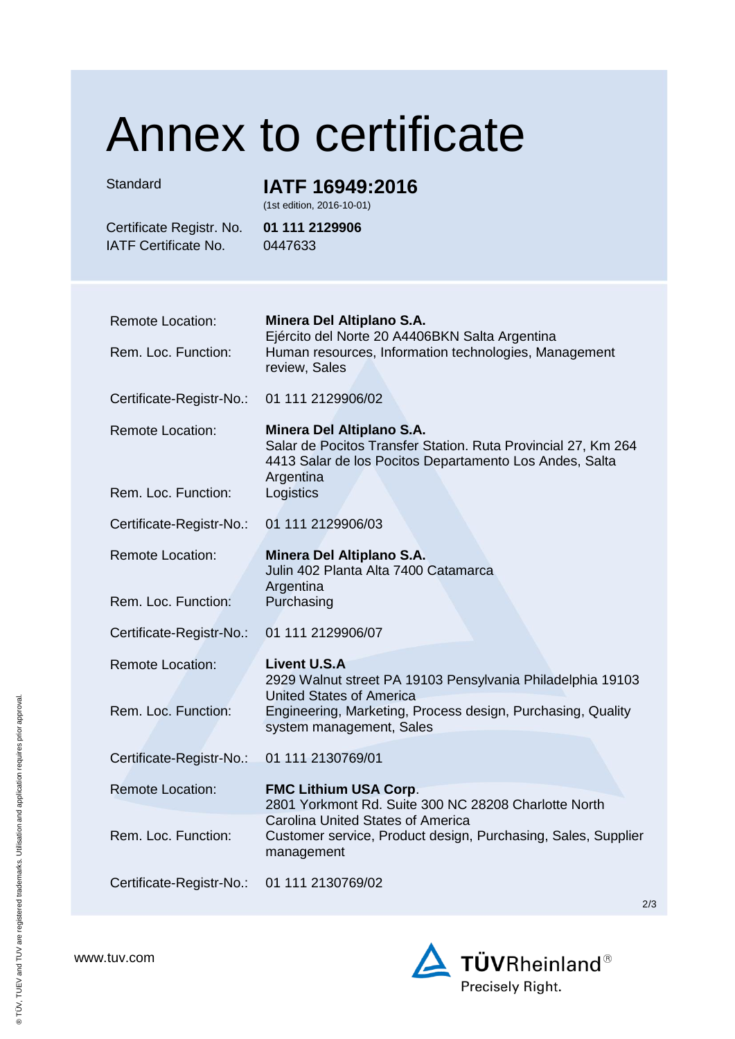# Annex to certificate

| | |
|---|---|
| Standard | **IATF 16949:2016** (1st edition, 2016-10-01) |
| Certificate Registr. No. | **01 111 2129906** |
| IATF Certificate No. | 0447633 |

| | |
|---|---|
| Remote Location: | **Minera Del Altiplano S.A.** Ejército del Norte 20 A4406BKN Salta Argentina |
| Rem. Loc. Function: | Human resources, Information technologies, Management review, Sales |
| Certificate-Registr-No.: | 01 111 2129906/02 |
| Remote Location: | **Minera Del Altiplano S.A.** Salar de Pocitos Transfer Station. Ruta Provincial 27, Km 264 4413 Salar de los Pocitos Departamento Los Andes, Salta Argentina |
| Rem. Loc. Function: | Logistics |
| Certificate-Registr-No.: | 01 111 2129906/03 |
| Remote Location: | **Minera Del Altiplano S.A.** Julin 402 Planta Alta 7400 Catamarca Argentina |
| Rem. Loc. Function: | Purchasing |
| Certificate-Registr-No.: | 01 111 2129906/07 |
| Remote Location: | **Livent U.S.A** 2929 Walnut street PA 19103 Pensylvania Philadelphia 19103 United States of America |
| Rem. Loc. Function: | Engineering, Marketing, Process design, Purchasing, Quality system management, Sales |
| Certificate-Registr-No.: | 01 111 2130769/01 |
| Remote Location: | **FMC Lithium USA Corp**. 2801 Yorkmont Rd. Suite 300 NC 28208 Charlotte North Carolina United States of America |
| Rem. Loc. Function: | Customer service, Product design, Purchasing, Sales, Supplier management |
| Certificate-Registr-No.: | 01 111 2130769/02 |

www.tuv.com

TÜVRheinland® Precisely Right.

® TÜV, TUEV and TUV are registered trademarks. Utilisation and application requires prior approval.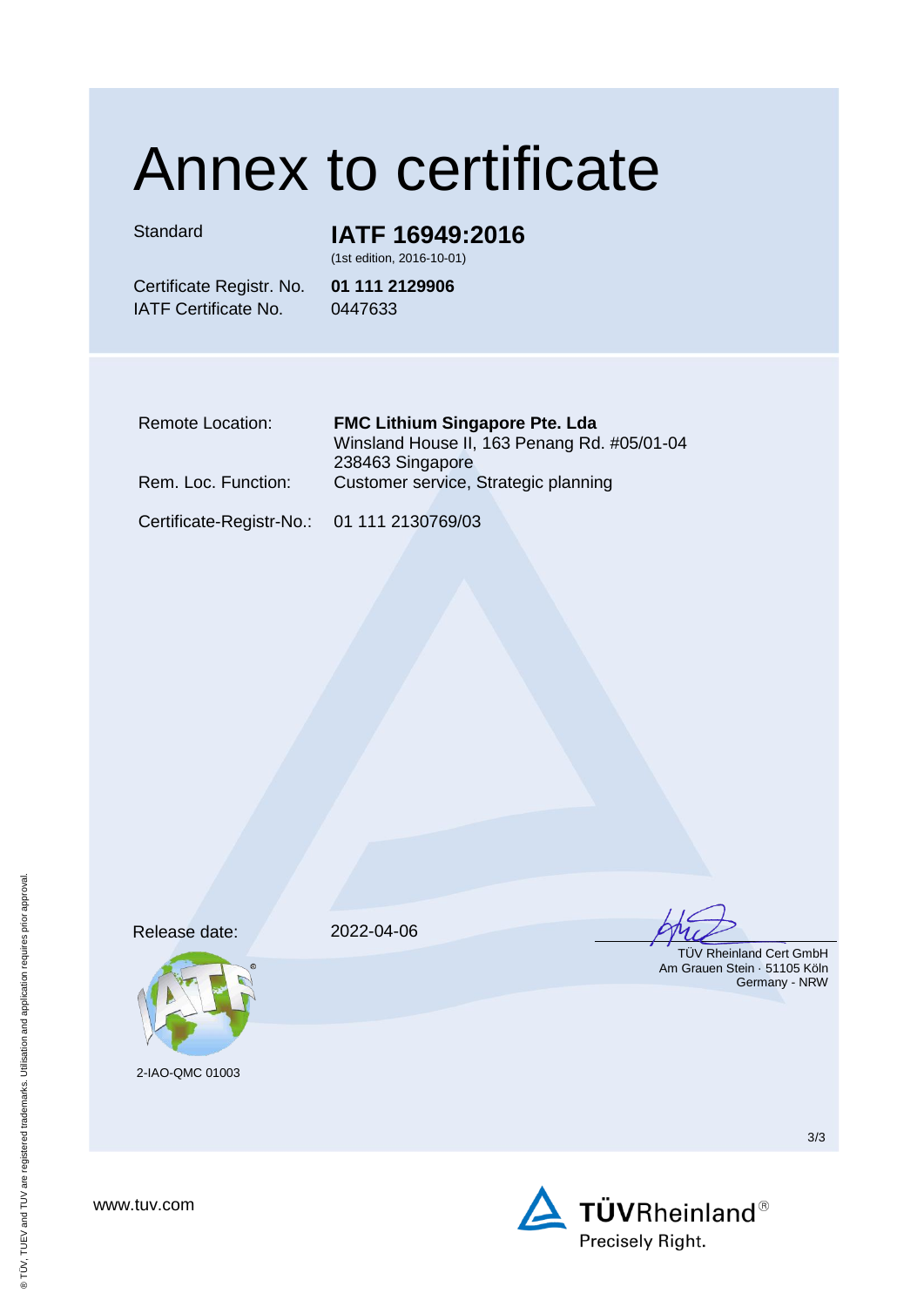# Annex to certificate

| | |
|---|---|
| Standard | **IATF 16949:2016** (1st edition, 2016-10-01) |
| Certificate Registr. No. | **01 111 2129906** |
| IATF Certificate No. | 0447633 |

| | |
|---|---|
| Remote Location: | **FMC Lithium Singapore Pte. Lda** Winsland House II, 163 Penang Rd. #05/01-04 238463 Singapore |
| Rem. Loc. Function: | Customer service, Strategic planning |
| Certificate-Registr-No.: | 01 111 2130769/03 |

Release date: 2022-04-06

TÜV Rheinland Cert GmbH
Am Grauen Stein · 51105 Köln
Germany - NRW

2-IAO-QMC 01003

www.tuv.com

TÜVRheinland®
Precisely Right.

® TÜV, TUEV and TUV are registered trademarks. Utilisation and application requires prior approval.